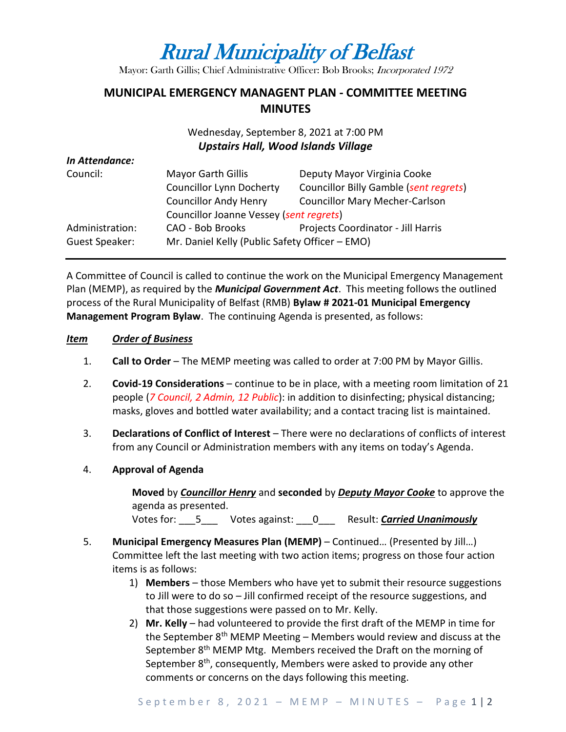# Rural Municipality of Belfast

Mayor: Garth Gillis; Chief Administrative Officer: Bob Brooks; *Incorporated 1972*

## MUNICIPAL EMERGENCY MANAGENT PLAN - COMMITTEE MEETING MINUTES

Wednesday, September 8, 2021 at 7:00 PM
***Upstairs Hall, Wood Islands Village***

***In Attendance:***

| | | |
|---|---|---|
| Council: | Mayor Garth Gillis | Deputy Mayor Virginia Cooke |
| | Councillor Lynn Docherty | Councillor Billy Gamble (*sent regrets*) |
| | Councillor Andy Henry | Councillor Mary Mecher-Carlson |
| | Councillor Joanne Vessey (*sent regrets*) | |
| Administration: | CAO - Bob Brooks | Projects Coordinator - Jill Harris |
| Guest Speaker: | Mr. Daniel Kelly (Public Safety Officer – EMO) | |

---

A Committee of Council is called to continue the work on the Municipal Emergency Management Plan (MEMP), as required by the ***Municipal Government Act***. This meeting follows the outlined process of the Rural Municipality of Belfast (RMB) **Bylaw # 2021-01 Municipal Emergency Management Program Bylaw**. The continuing Agenda is presented, as follows:

***Item*** ***Order of Business***

1. **Call to Order** – The MEMP meeting was called to order at 7:00 PM by Mayor Gillis.

2. **Covid-19 Considerations** – continue to be in place, with a meeting room limitation of 21 people (*7 Council, 2 Admin, 12 Public*): in addition to disinfecting; physical distancing; masks, gloves and bottled water availability; and a contact tracing list is maintained.

3. **Declarations of Conflict of Interest** – There were no declarations of conflicts of interest from any Council or Administration members with any items on today's Agenda.

4. **Approval of Agenda**

   **Moved** by ***Councillor Henry*** and **seconded** by ***Deputy Mayor Cooke*** to approve the agenda as presented.
   Votes for: ___5___ Votes against: ___0___ Result: ***Carried Unanimously***

5. **Municipal Emergency Measures Plan (MEMP)** – Continued… (Presented by Jill…) Committee left the last meeting with two action items; progress on those four action items is as follows:
   1) **Members** – those Members who have yet to submit their resource suggestions to Jill were to do so – Jill confirmed receipt of the resource suggestions, and that those suggestions were passed on to Mr. Kelly.
   2) **Mr. Kelly** – had volunteered to provide the first draft of the MEMP in time for the September 8th MEMP Meeting – Members would review and discuss at the September 8th MEMP Mtg. Members received the Draft on the morning of September 8th, consequently, Members were asked to provide any other comments or concerns on the days following this meeting.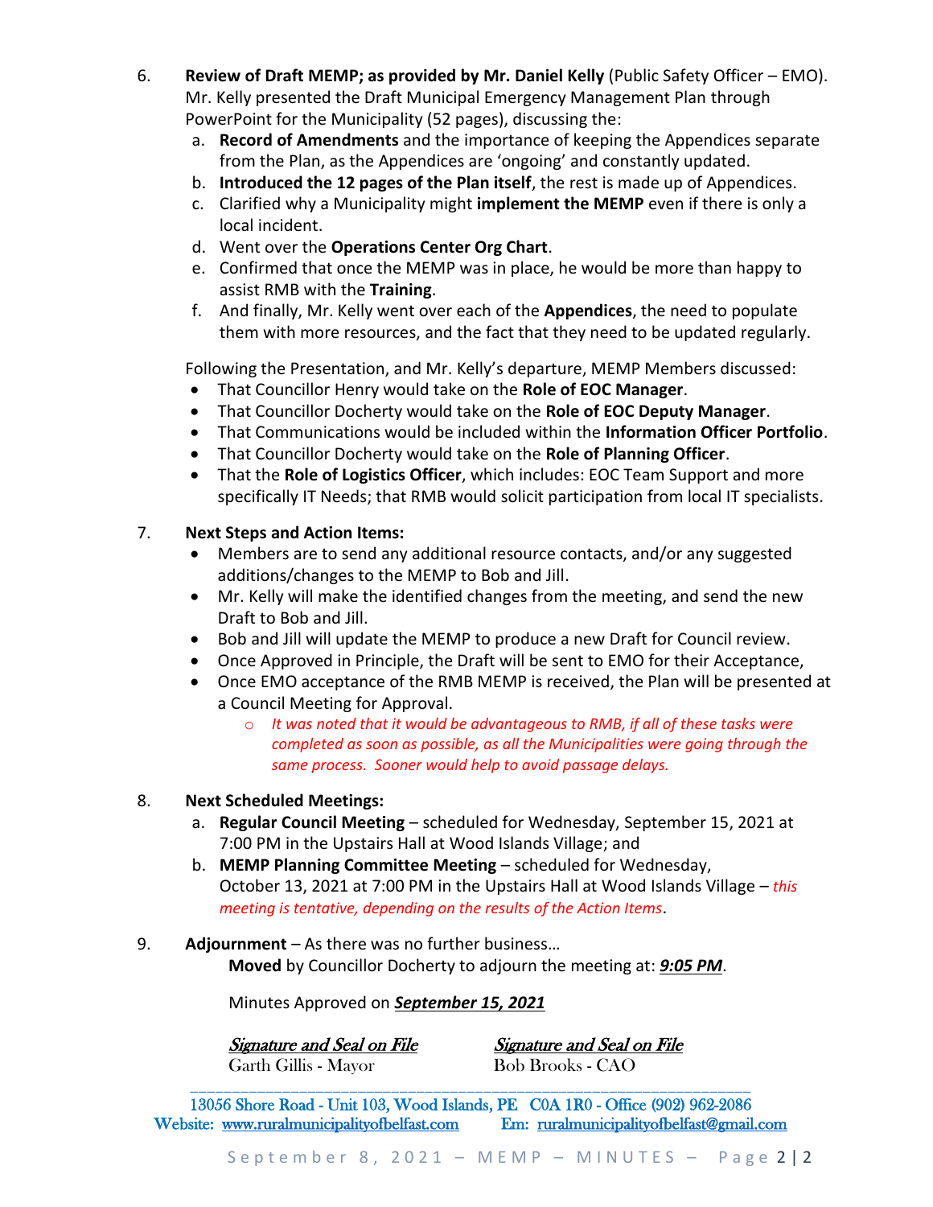6. **Review of Draft MEMP; as provided by Mr. Daniel Kelly** (Public Safety Officer – EMO). Mr. Kelly presented the Draft Municipal Emergency Management Plan through PowerPoint for the Municipality (52 pages), discussing the:
   a. **Record of Amendments** and the importance of keeping the Appendices separate from the Plan, as the Appendices are 'ongoing' and constantly updated.
   b. **Introduced the 12 pages of the Plan itself**, the rest is made up of Appendices.
   c. Clarified why a Municipality might **implement the MEMP** even if there is only a local incident.
   d. Went over the **Operations Center Org Chart**.
   e. Confirmed that once the MEMP was in place, he would be more than happy to assist RMB with the **Training**.
   f. And finally, Mr. Kelly went over each of the **Appendices**, the need to populate them with more resources, and the fact that they need to be updated regularly.

   Following the Presentation, and Mr. Kelly's departure, MEMP Members discussed:
   - That Councillor Henry would take on the **Role of EOC Manager**.
   - That Councillor Docherty would take on the **Role of EOC Deputy Manager**.
   - That Communications would be included within the **Information Officer Portfolio**.
   - That Councillor Docherty would take on the **Role of Planning Officer**.
   - That the **Role of Logistics Officer**, which includes: EOC Team Support and more specifically IT Needs; that RMB would solicit participation from local IT specialists.

7. **Next Steps and Action Items:**
   - Members are to send any additional resource contacts, and/or any suggested additions/changes to the MEMP to Bob and Jill.
   - Mr. Kelly will make the identified changes from the meeting, and send the new Draft to Bob and Jill.
   - Bob and Jill will update the MEMP to produce a new Draft for Council review.
   - Once Approved in Principle, the Draft will be sent to EMO for their Acceptance,
   - Once EMO acceptance of the RMB MEMP is received, the Plan will be presented at a Council Meeting for Approval.
     - *It was noted that it would be advantageous to RMB, if all of these tasks were completed as soon as possible, as all the Municipalities were going through the same process. Sooner would help to avoid passage delays.*

8. **Next Scheduled Meetings:**
   a. **Regular Council Meeting** – scheduled for Wednesday, September 15, 2021 at 7:00 PM in the Upstairs Hall at Wood Islands Village; and
   b. **MEMP Planning Committee Meeting** – scheduled for Wednesday, October 13, 2021 at 7:00 PM in the Upstairs Hall at Wood Islands Village – *this meeting is tentative, depending on the results of the Action Items*.

9. **Adjournment** – As there was no further business…
   **Moved** by Councillor Docherty to adjourn the meeting at: ***9:05 PM***.

   Minutes Approved on ***September 15, 2021***

   *Signature and Seal on File* — Garth Gillis - Mayor

   *Signature and Seal on File* — Bob Brooks - CAO

13056 Shore Road - Unit 103, Wood Islands, PE C0A 1R0 - Office (902) 962-2086
Website: www.ruralmunicipalityofbelfast.com Em: ruralmunicipalityofbelfast@gmail.com